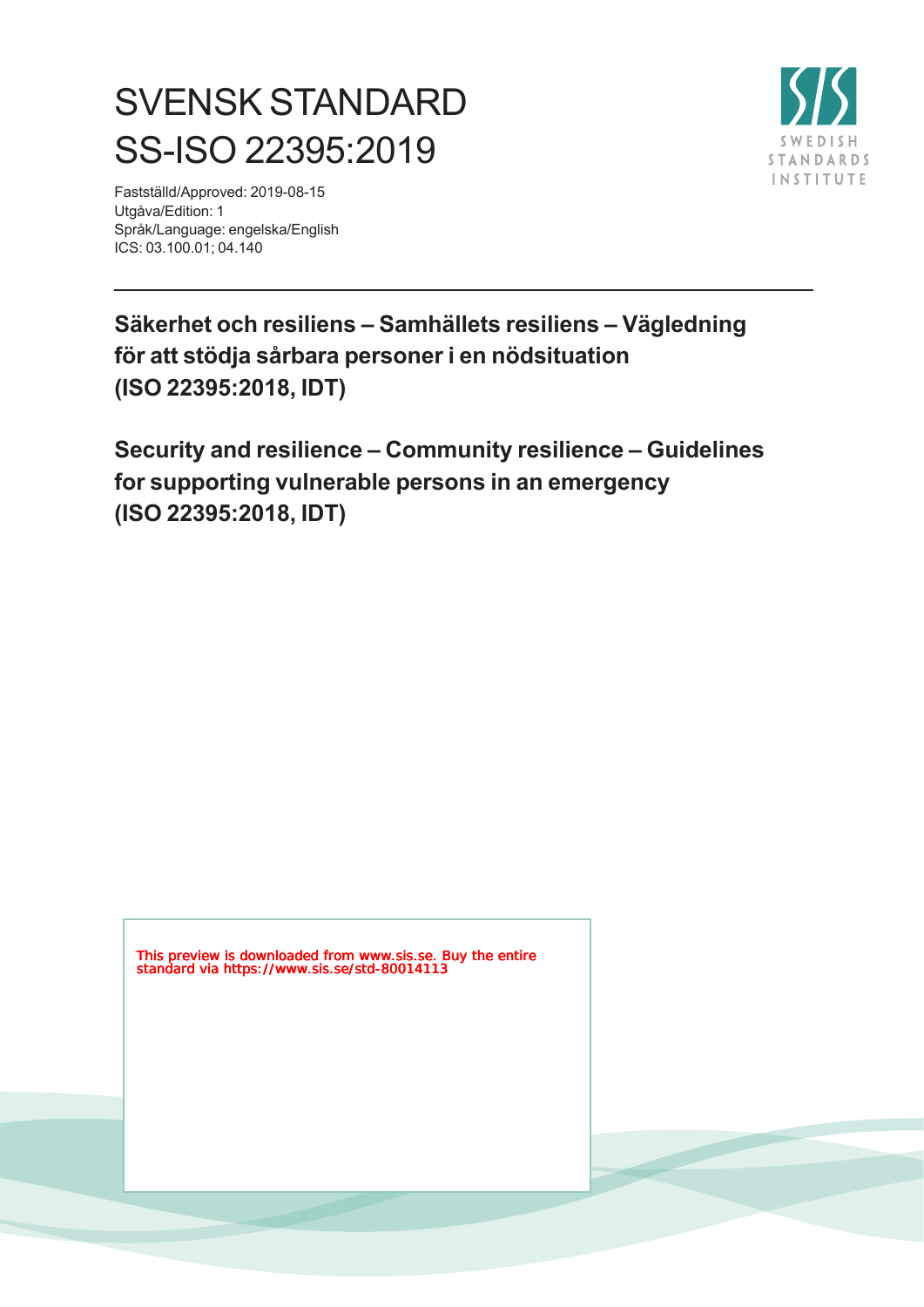# SVENSK STANDARD
# SS-ISO 22395:2019

Fastställd/Approved: 2019-08-15
Utgåva/Edition: 1
Språk/Language: engelska/English
ICS: 03.100.01; 04.140

SWEDISH STANDARDS INSTITUTE

---

**Säkerhet och resiliens – Samhällets resiliens – Vägledning för att stödja sårbara personer i en nödsituation (ISO 22395:2018, IDT)**

**Security and resilience – Community resilience – Guidelines for supporting vulnerable persons in an emergency (ISO 22395:2018, IDT)**

This preview is downloaded from www.sis.se. Buy the entire standard via https://www.sis.se/std-80014113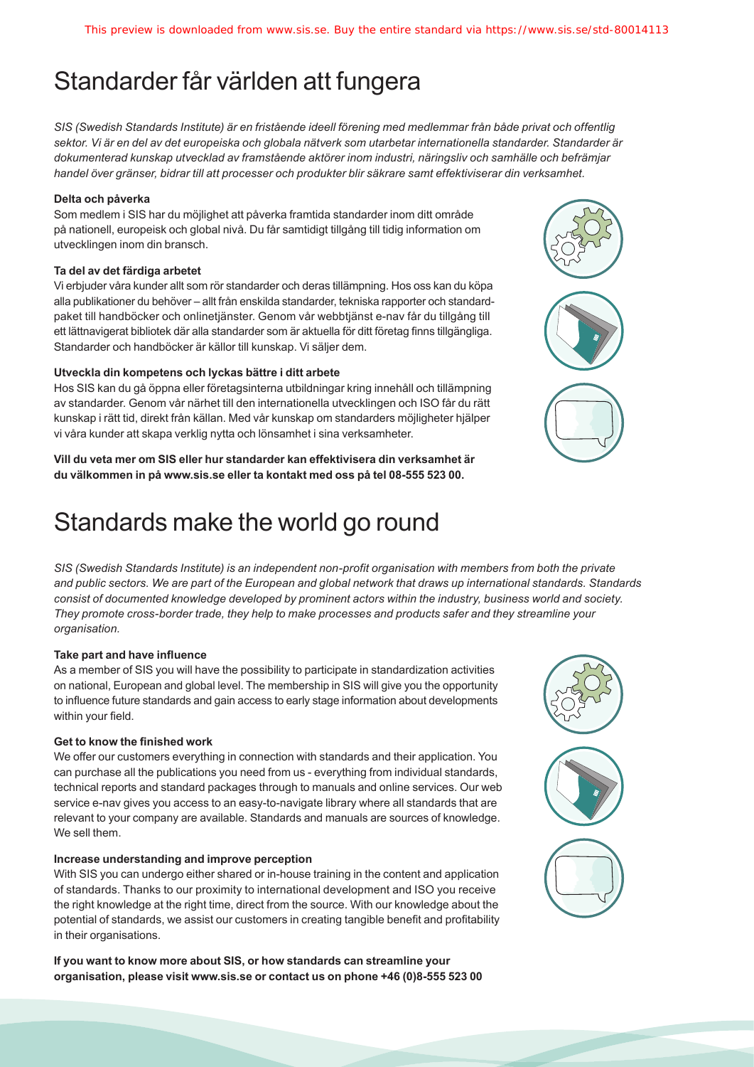# Standarder får världen att fungera

*SIS (Swedish Standards Institute) är en fristående ideell förening med medlemmar från både privat och offentlig sektor. Vi är en del av det europeiska och globala nätverk som utarbetar internationella standarder. Standarder är dokumenterad kunskap utvecklad av framstående aktörer inom industri, näringsliv och samhälle och befrämjar handel över gränser, bidrar till att processer och produkter blir säkrare samt effektiviserar din verksamhet.*

**Delta och påverka**

Som medlem i SIS har du möjlighet att påverka framtida standarder inom ditt område på nationell, europeisk och global nivå. Du får samtidigt tillgång till tidig information om utvecklingen inom din bransch.

**Ta del av det färdiga arbetet**

Vi erbjuder våra kunder allt som rör standarder och deras tillämpning. Hos oss kan du köpa alla publikationer du behöver – allt från enskilda standarder, tekniska rapporter och standardpaket till handböcker och onlinetjänster. Genom vår webbtjänst e-nav får du tillgång till ett lättnavigerat bibliotek där alla standarder som är aktuella för ditt företag finns tillgängliga. Standarder och handböcker är källor till kunskap. Vi säljer dem.

**Utveckla din kompetens och lyckas bättre i ditt arbete**

Hos SIS kan du gå öppna eller företagsinterna utbildningar kring innehåll och tillämpning av standarder. Genom vår närhet till den internationella utvecklingen och ISO får du rätt kunskap i rätt tid, direkt från källan. Med vår kunskap om standarders möjligheter hjälper vi våra kunder att skapa verklig nytta och lönsamhet i sina verksamheter.

**Vill du veta mer om SIS eller hur standarder kan effektivisera din verksamhet är du välkommen in på www.sis.se eller ta kontakt med oss på tel 08-555 523 00.**

# Standards make the world go round

*SIS (Swedish Standards Institute) is an independent non-profit organisation with members from both the private and public sectors. We are part of the European and global network that draws up international standards. Standards consist of documented knowledge developed by prominent actors within the industry, business world and society. They promote cross-border trade, they help to make processes and products safer and they streamline your organisation.*

**Take part and have influence**

As a member of SIS you will have the possibility to participate in standardization activities on national, European and global level. The membership in SIS will give you the opportunity to influence future standards and gain access to early stage information about developments within your field.

**Get to know the finished work**

We offer our customers everything in connection with standards and their application. You can purchase all the publications you need from us - everything from individual standards, technical reports and standard packages through to manuals and online services. Our web service e-nav gives you access to an easy-to-navigate library where all standards that are relevant to your company are available. Standards and manuals are sources of knowledge. We sell them.

**Increase understanding and improve perception**

With SIS you can undergo either shared or in-house training in the content and application of standards. Thanks to our proximity to international development and ISO you receive the right knowledge at the right time, direct from the source. With our knowledge about the potential of standards, we assist our customers in creating tangible benefit and profitability in their organisations.

**If you want to know more about SIS, or how standards can streamline your organisation, please visit www.sis.se or contact us on phone +46 (0)8-555 523 00**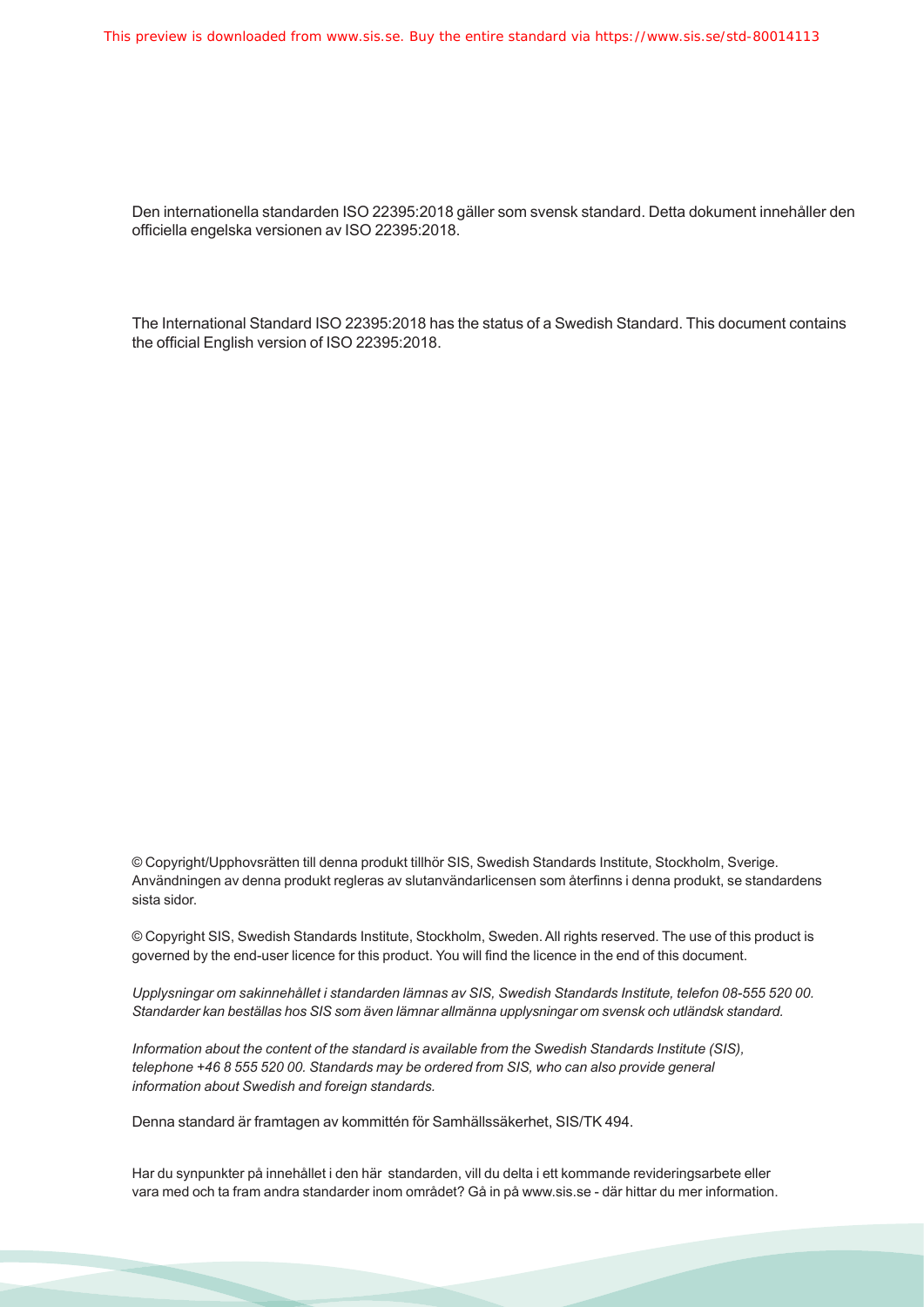Den internationella standarden ISO 22395:2018 gäller som svensk standard. Detta dokument innehåller den officiella engelska versionen av ISO 22395:2018.

The International Standard ISO 22395:2018 has the status of a Swedish Standard. This document contains the official English version of ISO 22395:2018.

© Copyright/Upphovsrätten till denna produkt tillhör SIS, Swedish Standards Institute, Stockholm, Sverige. Användningen av denna produkt regleras av slutanvändarlicensen som återfinns i denna produkt, se standardens sista sidor.

© Copyright SIS, Swedish Standards Institute, Stockholm, Sweden. All rights reserved. The use of this product is governed by the end-user licence for this product. You will find the licence in the end of this document.

*Upplysningar om sakinnehållet i standarden lämnas av SIS, Swedish Standards Institute, telefon 08-555 520 00. Standarder kan beställas hos SIS som även lämnar allmänna upplysningar om svensk och utländsk standard.*

*Information about the content of the standard is available from the Swedish Standards Institute (SIS), telephone +46 8 555 520 00. Standards may be ordered from SIS, who can also provide general information about Swedish and foreign standards.*

Denna standard är framtagen av kommittén för Samhällssäkerhet, SIS/TK 494.

Har du synpunkter på innehållet i den här standarden, vill du delta i ett kommande revideringsarbete eller vara med och ta fram andra standarder inom området? Gå in på www.sis.se - där hittar du mer information.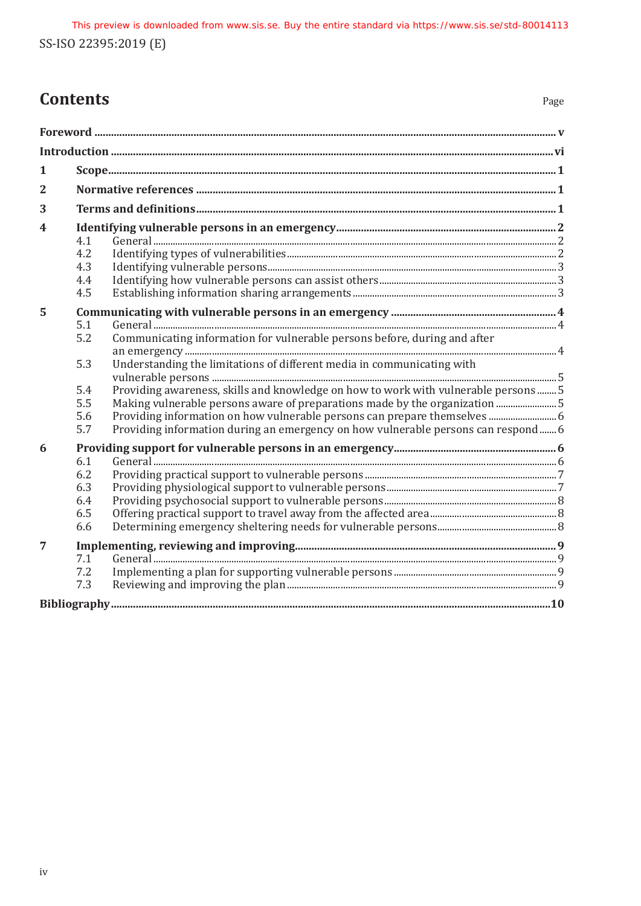# Contents

| | | Page |
|---|---|---|
| **Foreword** | | **v** |
| **Introduction** | | **vi** |
| **1** | **Scope** | **1** |
| **2** | **Normative references** | **1** |
| **3** | **Terms and definitions** | **1** |
| **4** | **Identifying vulnerable persons in an emergency** | **2** |
| 4.1 | General | 2 |
| 4.2 | Identifying types of vulnerabilities | 2 |
| 4.3 | Identifying vulnerable persons | 3 |
| 4.4 | Identifying how vulnerable persons can assist others | 3 |
| 4.5 | Establishing information sharing arrangements | 3 |
| **5** | **Communicating with vulnerable persons in an emergency** | **4** |
| 5.1 | General | 4 |
| 5.2 | Communicating information for vulnerable persons before, during and after an emergency | 4 |
| 5.3 | Understanding the limitations of different media in communicating with vulnerable persons | 5 |
| 5.4 | Providing awareness, skills and knowledge on how to work with vulnerable persons | 5 |
| 5.5 | Making vulnerable persons aware of preparations made by the organization | 5 |
| 5.6 | Providing information on how vulnerable persons can prepare themselves | 6 |
| 5.7 | Providing information during an emergency on how vulnerable persons can respond | 6 |
| **6** | **Providing support for vulnerable persons in an emergency** | **6** |
| 6.1 | General | 6 |
| 6.2 | Providing practical support to vulnerable persons | 7 |
| 6.3 | Providing physiological support to vulnerable persons | 7 |
| 6.4 | Providing psychosocial support to vulnerable persons | 8 |
| 6.5 | Offering practical support to travel away from the affected area | 8 |
| 6.6 | Determining emergency sheltering needs for vulnerable persons | 8 |
| **7** | **Implementing, reviewing and improving** | **9** |
| 7.1 | General | 9 |
| 7.2 | Implementing a plan for supporting vulnerable persons | 9 |
| 7.3 | Reviewing and improving the plan | 9 |
| **Bibliography** | | **10** |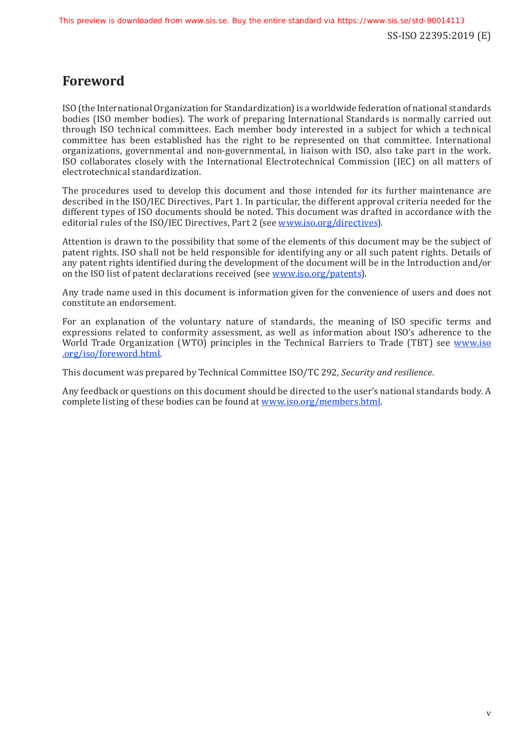# Foreword

ISO (the International Organization for Standardization) is a worldwide federation of national standards bodies (ISO member bodies). The work of preparing International Standards is normally carried out through ISO technical committees. Each member body interested in a subject for which a technical committee has been established has the right to be represented on that committee. International organizations, governmental and non-governmental, in liaison with ISO, also take part in the work. ISO collaborates closely with the International Electrotechnical Commission (IEC) on all matters of electrotechnical standardization.

The procedures used to develop this document and those intended for its further maintenance are described in the ISO/IEC Directives, Part 1. In particular, the different approval criteria needed for the different types of ISO documents should be noted. This document was drafted in accordance with the editorial rules of the ISO/IEC Directives, Part 2 (see www.iso.org/directives).

Attention is drawn to the possibility that some of the elements of this document may be the subject of patent rights. ISO shall not be held responsible for identifying any or all such patent rights. Details of any patent rights identified during the development of the document will be in the Introduction and/or on the ISO list of patent declarations received (see www.iso.org/patents).

Any trade name used in this document is information given for the convenience of users and does not constitute an endorsement.

For an explanation of the voluntary nature of standards, the meaning of ISO specific terms and expressions related to conformity assessment, as well as information about ISO's adherence to the World Trade Organization (WTO) principles in the Technical Barriers to Trade (TBT) see www.iso.org/iso/foreword.html.

This document was prepared by Technical Committee ISO/TC 292, *Security and resilience*.

Any feedback or questions on this document should be directed to the user's national standards body. A complete listing of these bodies can be found at www.iso.org/members.html.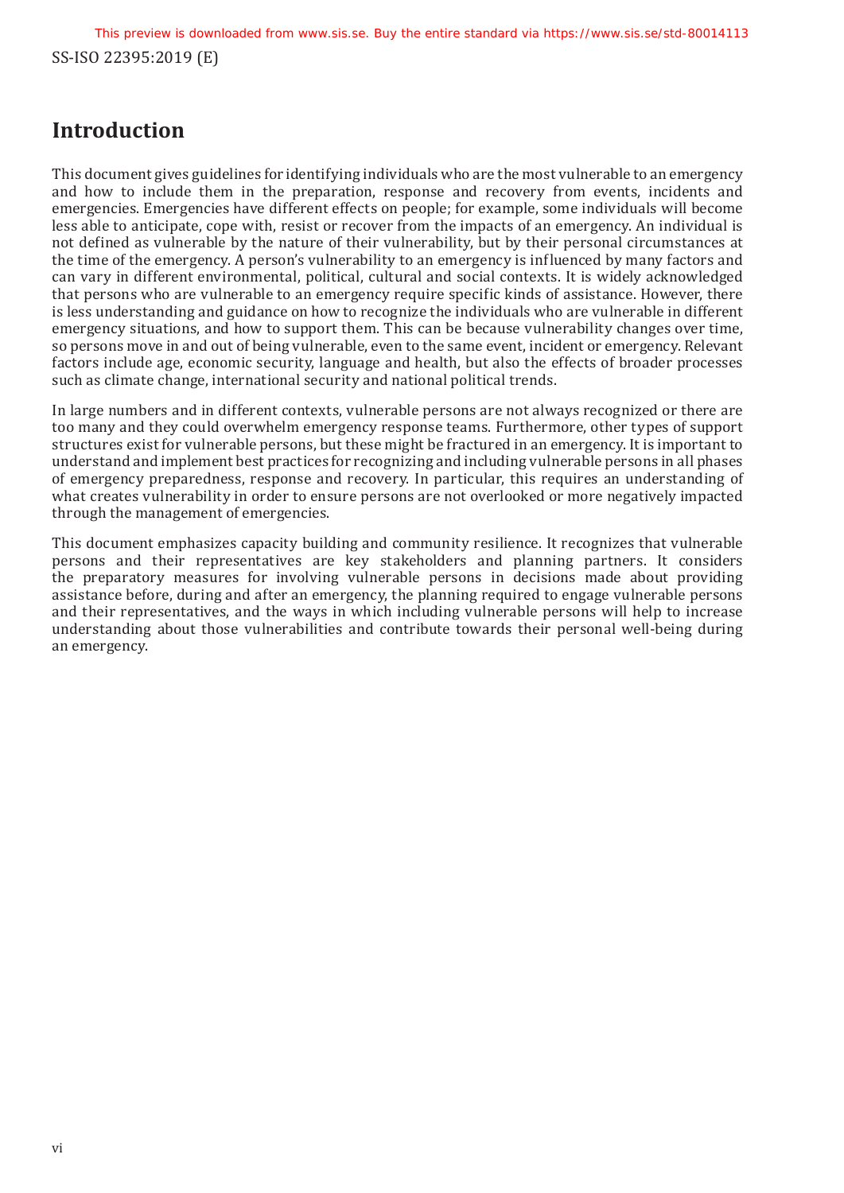# Introduction

This document gives guidelines for identifying individuals who are the most vulnerable to an emergency and how to include them in the preparation, response and recovery from events, incidents and emergencies. Emergencies have different effects on people; for example, some individuals will become less able to anticipate, cope with, resist or recover from the impacts of an emergency. An individual is not defined as vulnerable by the nature of their vulnerability, but by their personal circumstances at the time of the emergency. A person's vulnerability to an emergency is influenced by many factors and can vary in different environmental, political, cultural and social contexts. It is widely acknowledged that persons who are vulnerable to an emergency require specific kinds of assistance. However, there is less understanding and guidance on how to recognize the individuals who are vulnerable in different emergency situations, and how to support them. This can be because vulnerability changes over time, so persons move in and out of being vulnerable, even to the same event, incident or emergency. Relevant factors include age, economic security, language and health, but also the effects of broader processes such as climate change, international security and national political trends.

In large numbers and in different contexts, vulnerable persons are not always recognized or there are too many and they could overwhelm emergency response teams. Furthermore, other types of support structures exist for vulnerable persons, but these might be fractured in an emergency. It is important to understand and implement best practices for recognizing and including vulnerable persons in all phases of emergency preparedness, response and recovery. In particular, this requires an understanding of what creates vulnerability in order to ensure persons are not overlooked or more negatively impacted through the management of emergencies.

This document emphasizes capacity building and community resilience. It recognizes that vulnerable persons and their representatives are key stakeholders and planning partners. It considers the preparatory measures for involving vulnerable persons in decisions made about providing assistance before, during and after an emergency, the planning required to engage vulnerable persons and their representatives, and the ways in which including vulnerable persons will help to increase understanding about those vulnerabilities and contribute towards their personal well-being during an emergency.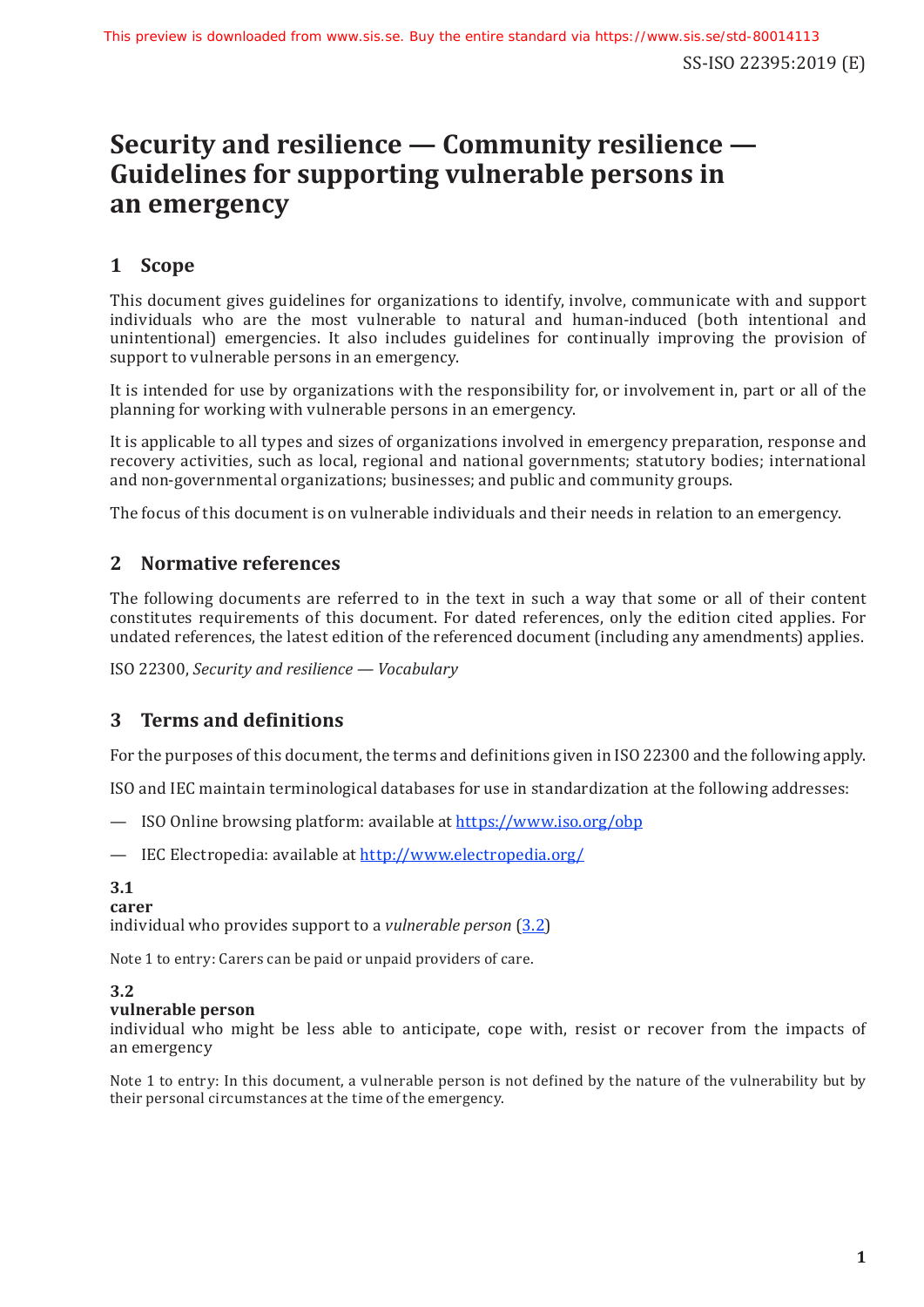# Security and resilience — Community resilience — Guidelines for supporting vulnerable persons in an emergency

## 1 Scope

This document gives guidelines for organizations to identify, involve, communicate with and support individuals who are the most vulnerable to natural and human-induced (both intentional and unintentional) emergencies. It also includes guidelines for continually improving the provision of support to vulnerable persons in an emergency.

It is intended for use by organizations with the responsibility for, or involvement in, part or all of the planning for working with vulnerable persons in an emergency.

It is applicable to all types and sizes of organizations involved in emergency preparation, response and recovery activities, such as local, regional and national governments; statutory bodies; international and non-governmental organizations; businesses; and public and community groups.

The focus of this document is on vulnerable individuals and their needs in relation to an emergency.

## 2 Normative references

The following documents are referred to in the text in such a way that some or all of their content constitutes requirements of this document. For dated references, only the edition cited applies. For undated references, the latest edition of the referenced document (including any amendments) applies.

ISO 22300, *Security and resilience — Vocabulary*

## 3 Terms and definitions

For the purposes of this document, the terms and definitions given in ISO 22300 and the following apply.

ISO and IEC maintain terminological databases for use in standardization at the following addresses:

— ISO Online browsing platform: available at https://www.iso.org/obp

— IEC Electropedia: available at http://www.electropedia.org/

**3.1**
**carer**
individual who provides support to a *vulnerable person* (3.2)

Note 1 to entry: Carers can be paid or unpaid providers of care.

**3.2**
**vulnerable person**
individual who might be less able to anticipate, cope with, resist or recover from the impacts of an emergency

Note 1 to entry: In this document, a vulnerable person is not defined by the nature of the vulnerability but by their personal circumstances at the time of the emergency.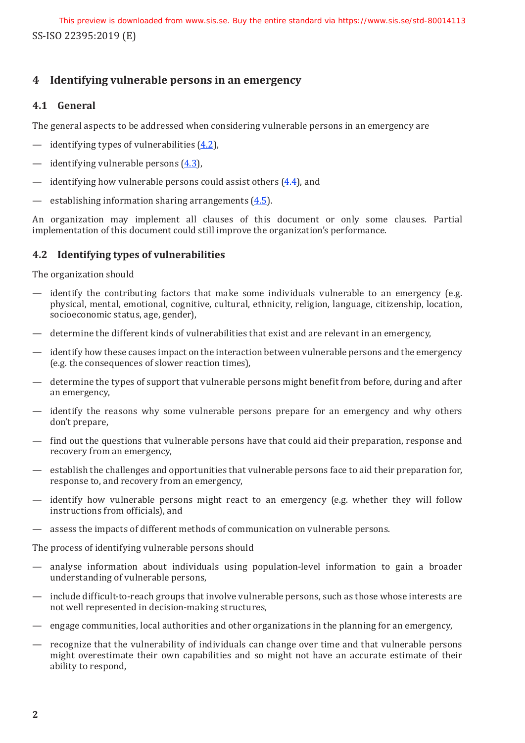## 4 Identifying vulnerable persons in an emergency

### 4.1 General

The general aspects to be addressed when considering vulnerable persons in an emergency are

- identifying types of vulnerabilities (4.2),
- identifying vulnerable persons (4.3),
- identifying how vulnerable persons could assist others (4.4), and
- establishing information sharing arrangements (4.5).

An organization may implement all clauses of this document or only some clauses. Partial implementation of this document could still improve the organization's performance.

### 4.2 Identifying types of vulnerabilities

The organization should

- identify the contributing factors that make some individuals vulnerable to an emergency (e.g. physical, mental, emotional, cognitive, cultural, ethnicity, religion, language, citizenship, location, socioeconomic status, age, gender),
- determine the different kinds of vulnerabilities that exist and are relevant in an emergency,
- identify how these causes impact on the interaction between vulnerable persons and the emergency (e.g. the consequences of slower reaction times),
- determine the types of support that vulnerable persons might benefit from before, during and after an emergency,
- identify the reasons why some vulnerable persons prepare for an emergency and why others don't prepare,
- find out the questions that vulnerable persons have that could aid their preparation, response and recovery from an emergency,
- establish the challenges and opportunities that vulnerable persons face to aid their preparation for, response to, and recovery from an emergency,
- identify how vulnerable persons might react to an emergency (e.g. whether they will follow instructions from officials), and
- assess the impacts of different methods of communication on vulnerable persons.

The process of identifying vulnerable persons should

- analyse information about individuals using population-level information to gain a broader understanding of vulnerable persons,
- include difficult-to-reach groups that involve vulnerable persons, such as those whose interests are not well represented in decision-making structures,
- engage communities, local authorities and other organizations in the planning for an emergency,
- recognize that the vulnerability of individuals can change over time and that vulnerable persons might overestimate their own capabilities and so might not have an accurate estimate of their ability to respond,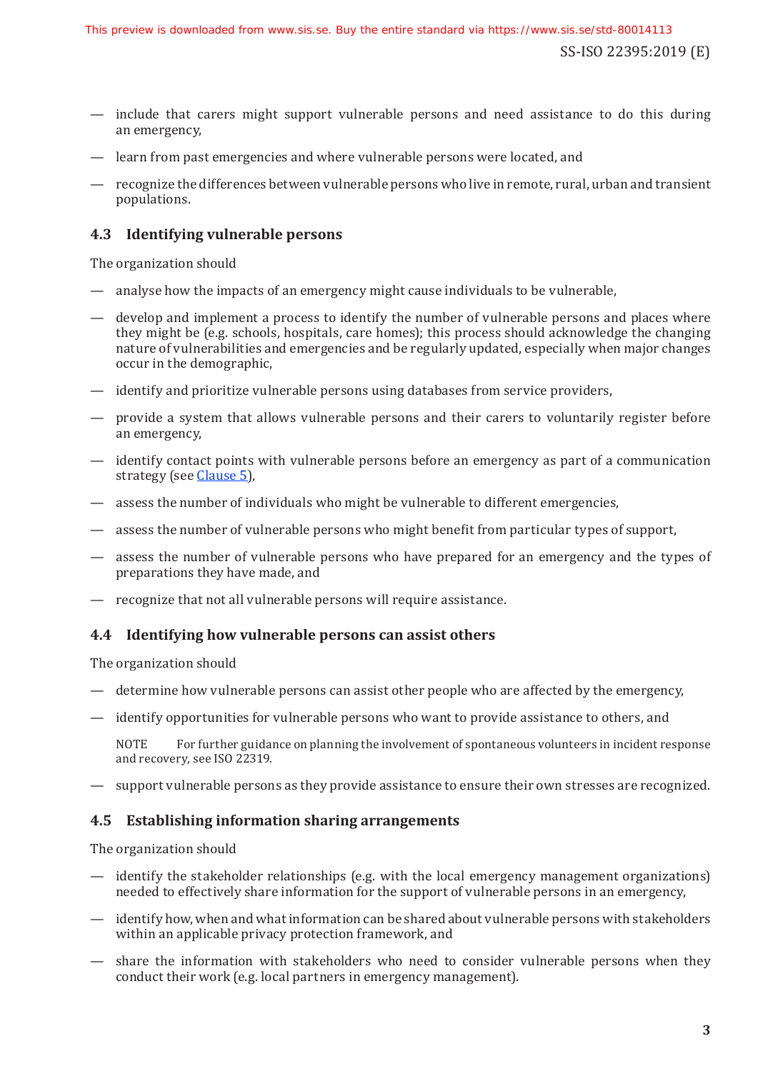— include that carers might support vulnerable persons and need assistance to do this during an emergency,

— learn from past emergencies and where vulnerable persons were located, and

— recognize the differences between vulnerable persons who live in remote, rural, urban and transient populations.

### 4.3 Identifying vulnerable persons

The organization should

— analyse how the impacts of an emergency might cause individuals to be vulnerable,

— develop and implement a process to identify the number of vulnerable persons and places where they might be (e.g. schools, hospitals, care homes); this process should acknowledge the changing nature of vulnerabilities and emergencies and be regularly updated, especially when major changes occur in the demographic,

— identify and prioritize vulnerable persons using databases from service providers,

— provide a system that allows vulnerable persons and their carers to voluntarily register before an emergency,

— identify contact points with vulnerable persons before an emergency as part of a communication strategy (see Clause 5),

— assess the number of individuals who might be vulnerable to different emergencies,

— assess the number of vulnerable persons who might benefit from particular types of support,

— assess the number of vulnerable persons who have prepared for an emergency and the types of preparations they have made, and

— recognize that not all vulnerable persons will require assistance.

### 4.4 Identifying how vulnerable persons can assist others

The organization should

— determine how vulnerable persons can assist other people who are affected by the emergency,

— identify opportunities for vulnerable persons who want to provide assistance to others, and

NOTE For further guidance on planning the involvement of spontaneous volunteers in incident response and recovery, see ISO 22319.

— support vulnerable persons as they provide assistance to ensure their own stresses are recognized.

### 4.5 Establishing information sharing arrangements

The organization should

— identify the stakeholder relationships (e.g. with the local emergency management organizations) needed to effectively share information for the support of vulnerable persons in an emergency,

— identify how, when and what information can be shared about vulnerable persons with stakeholders within an applicable privacy protection framework, and

— share the information with stakeholders who need to consider vulnerable persons when they conduct their work (e.g. local partners in emergency management).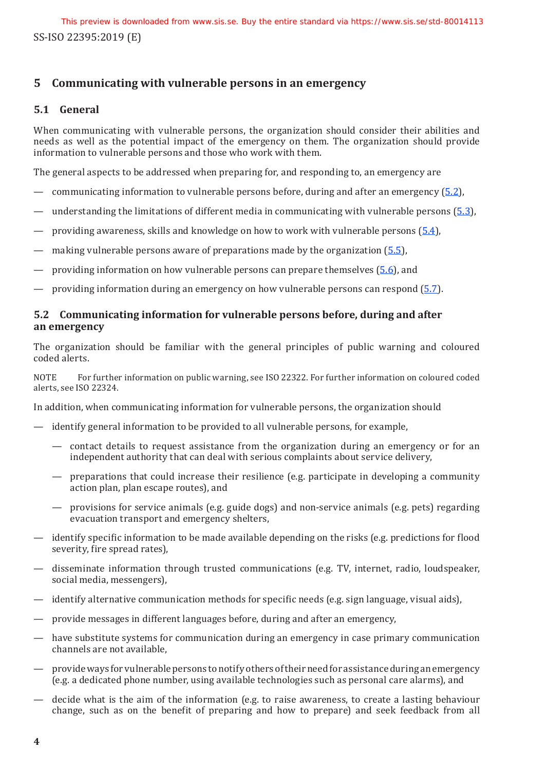## 5 Communicating with vulnerable persons in an emergency

### 5.1 General

When communicating with vulnerable persons, the organization should consider their abilities and needs as well as the potential impact of the emergency on them. The organization should provide information to vulnerable persons and those who work with them.

The general aspects to be addressed when preparing for, and responding to, an emergency are

- communicating information to vulnerable persons before, during and after an emergency (5.2),
- understanding the limitations of different media in communicating with vulnerable persons (5.3),
- providing awareness, skills and knowledge on how to work with vulnerable persons (5.4),
- making vulnerable persons aware of preparations made by the organization (5.5),
- providing information on how vulnerable persons can prepare themselves (5.6), and
- providing information during an emergency on how vulnerable persons can respond (5.7).

### 5.2 Communicating information for vulnerable persons before, during and after an emergency

The organization should be familiar with the general principles of public warning and coloured coded alerts.

NOTE For further information on public warning, see ISO 22322. For further information on coloured coded alerts, see ISO 22324.

In addition, when communicating information for vulnerable persons, the organization should

- identify general information to be provided to all vulnerable persons, for example,
  - contact details to request assistance from the organization during an emergency or for an independent authority that can deal with serious complaints about service delivery,
  - preparations that could increase their resilience (e.g. participate in developing a community action plan, plan escape routes), and
  - provisions for service animals (e.g. guide dogs) and non-service animals (e.g. pets) regarding evacuation transport and emergency shelters,
- identify specific information to be made available depending on the risks (e.g. predictions for flood severity, fire spread rates),
- disseminate information through trusted communications (e.g. TV, internet, radio, loudspeaker, social media, messengers),
- identify alternative communication methods for specific needs (e.g. sign language, visual aids),
- provide messages in different languages before, during and after an emergency,
- have substitute systems for communication during an emergency in case primary communication channels are not available,
- provide ways for vulnerable persons to notify others of their need for assistance during an emergency (e.g. a dedicated phone number, using available technologies such as personal care alarms), and
- decide what is the aim of the information (e.g. to raise awareness, to create a lasting behaviour change, such as on the benefit of preparing and how to prepare) and seek feedback from all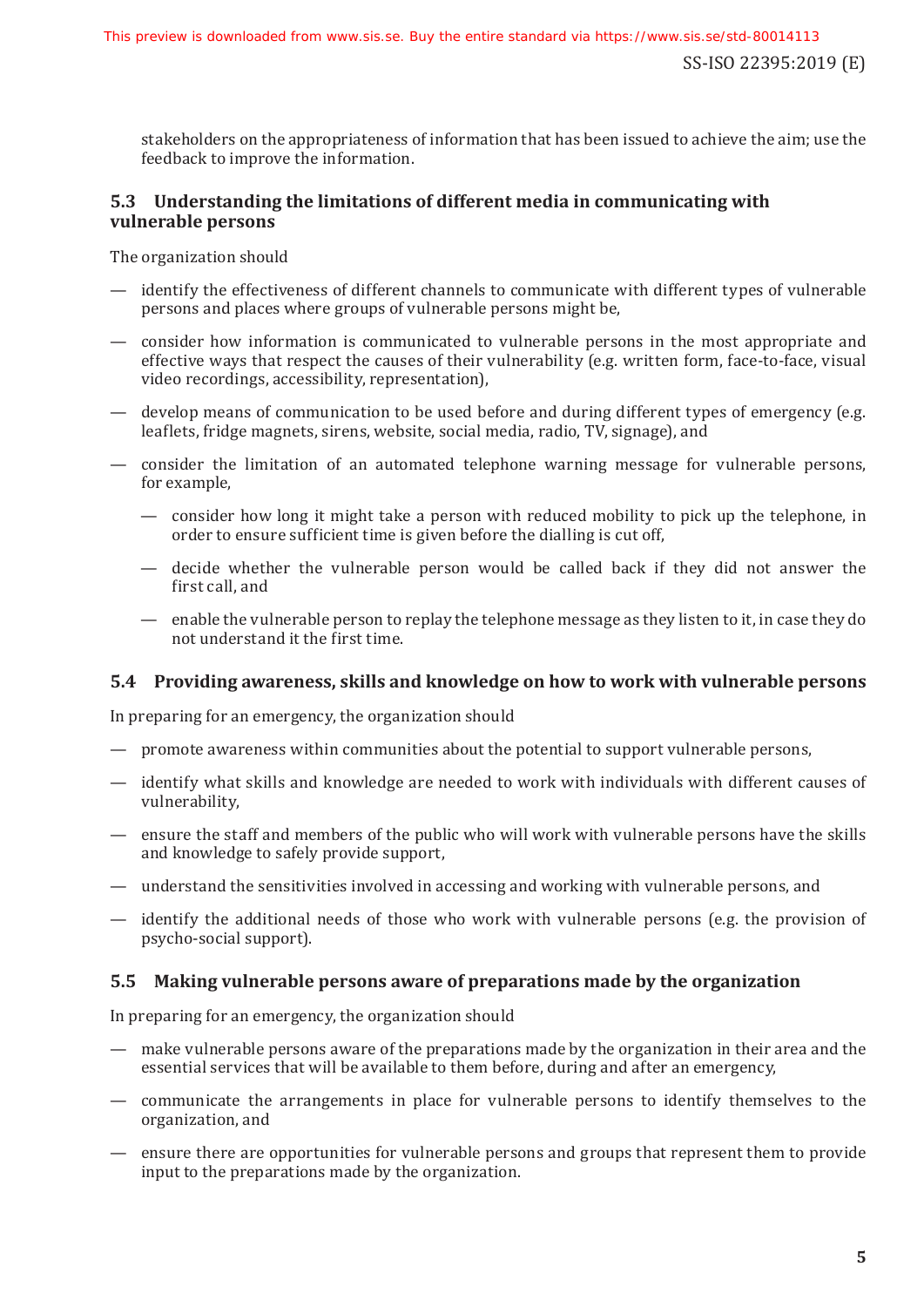stakeholders on the appropriateness of information that has been issued to achieve the aim; use the feedback to improve the information.

### 5.3 Understanding the limitations of different media in communicating with vulnerable persons

The organization should

- identify the effectiveness of different channels to communicate with different types of vulnerable persons and places where groups of vulnerable persons might be,
- consider how information is communicated to vulnerable persons in the most appropriate and effective ways that respect the causes of their vulnerability (e.g. written form, face-to-face, visual video recordings, accessibility, representation),
- develop means of communication to be used before and during different types of emergency (e.g. leaflets, fridge magnets, sirens, website, social media, radio, TV, signage), and
- consider the limitation of an automated telephone warning message for vulnerable persons, for example,
  - consider how long it might take a person with reduced mobility to pick up the telephone, in order to ensure sufficient time is given before the dialling is cut off,
  - decide whether the vulnerable person would be called back if they did not answer the first call, and
  - enable the vulnerable person to replay the telephone message as they listen to it, in case they do not understand it the first time.

### 5.4 Providing awareness, skills and knowledge on how to work with vulnerable persons

In preparing for an emergency, the organization should

- promote awareness within communities about the potential to support vulnerable persons,
- identify what skills and knowledge are needed to work with individuals with different causes of vulnerability,
- ensure the staff and members of the public who will work with vulnerable persons have the skills and knowledge to safely provide support,
- understand the sensitivities involved in accessing and working with vulnerable persons, and
- identify the additional needs of those who work with vulnerable persons (e.g. the provision of psycho-social support).

### 5.5 Making vulnerable persons aware of preparations made by the organization

In preparing for an emergency, the organization should

- make vulnerable persons aware of the preparations made by the organization in their area and the essential services that will be available to them before, during and after an emergency,
- communicate the arrangements in place for vulnerable persons to identify themselves to the organization, and
- ensure there are opportunities for vulnerable persons and groups that represent them to provide input to the preparations made by the organization.